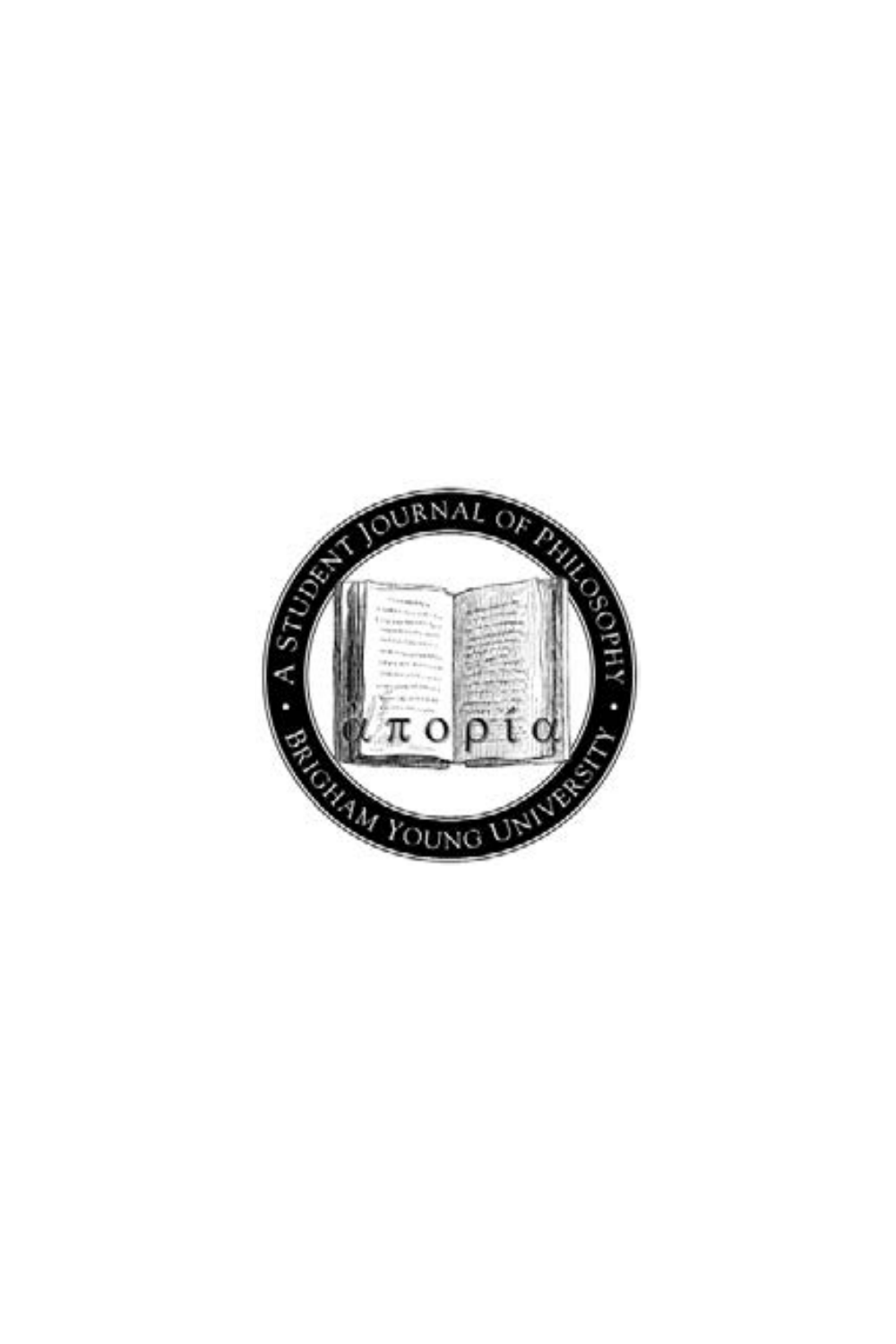A STUDENT JOURNAL OF PHILOSOPHY

απορία

BRIGHAM YOUNG UNIVERSITY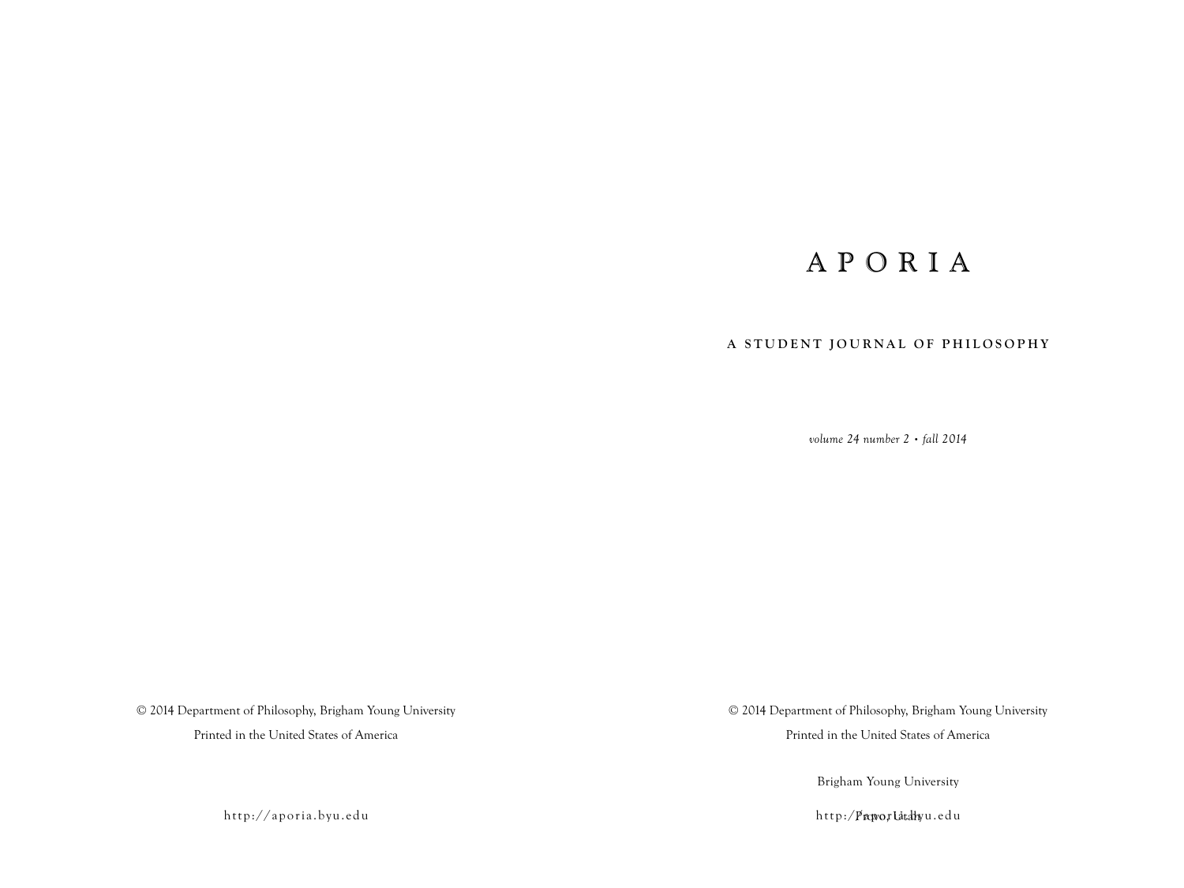# APORIA

**A STUDENT JOURNAL OF PHILOSOPHY**

*volume 24 number 2 • fall 2014*

© 2014 Department of Philosophy, Brigham Young University

Printed in the United States of America

http://aporia.byu.edu

© 2014 Department of Philosophy, Brigham Young University

Printed in the United States of America

Brigham Young University

Provo, Utah

http://aporia.byu.edu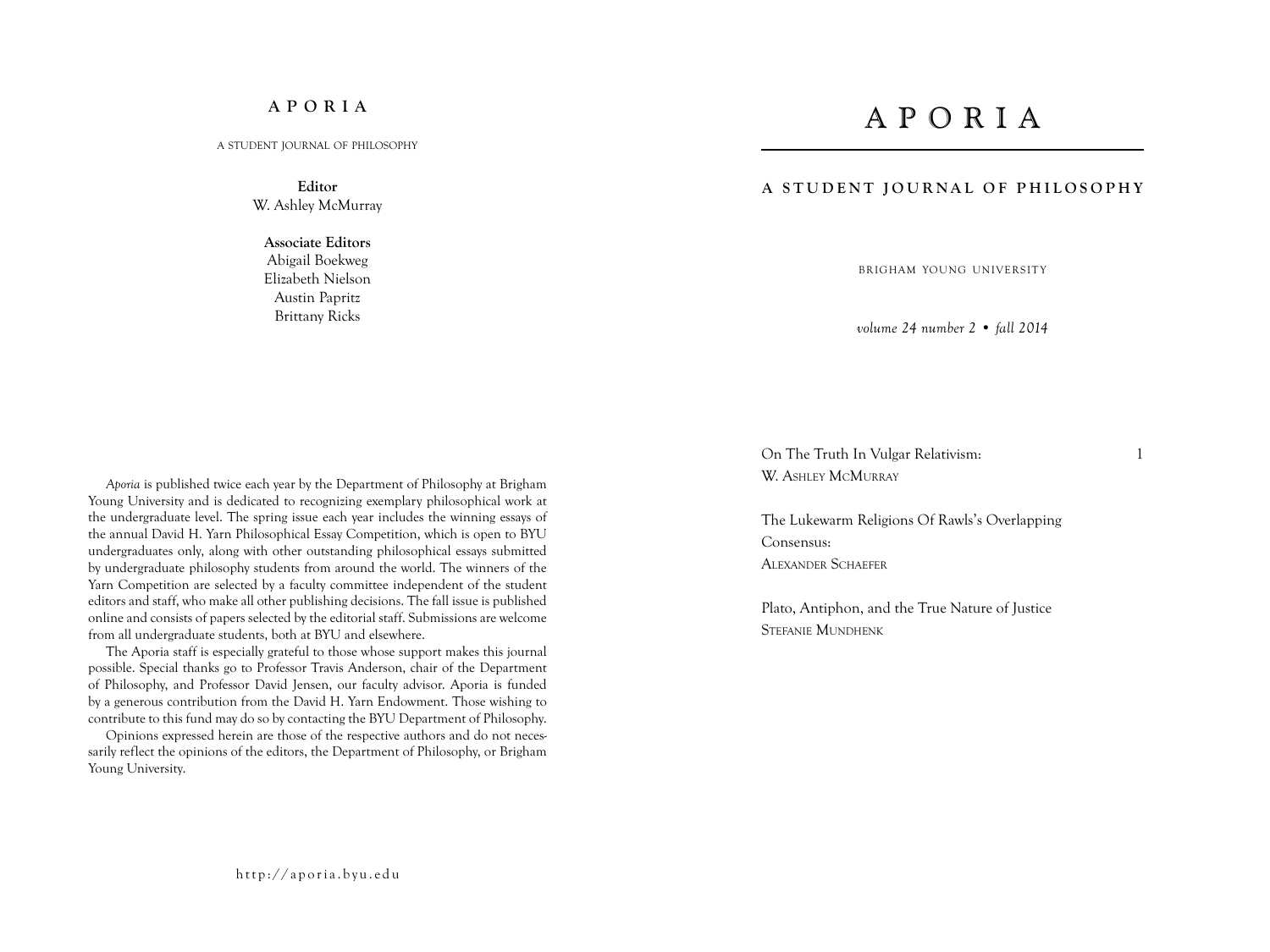# APORIA

A STUDENT JOURNAL OF PHILOSOPHY

**Editor**
W. Ashley McMurray

**Associate Editors**
Abigail Boekweg
Elizabeth Nielson
Austin Papritz
Brittany Ricks

*Aporia* is published twice each year by the Department of Philosophy at Brigham Young University and is dedicated to recognizing exemplary philosophical work at the undergraduate level. The spring issue each year includes the winning essays of the annual David H. Yarn Philosophical Essay Competition, which is open to BYU undergraduates only, along with other outstanding philosophical essays submitted by undergraduate philosophy students from around the world. The winners of the Yarn Competition are selected by a faculty committee independent of the student editors and staff, who make all other publishing decisions. The fall issue is published online and consists of papers selected by the editorial staff. Submissions are welcome from all undergraduate students, both at BYU and elsewhere.

The Aporia staff is especially grateful to those whose support makes this journal possible. Special thanks go to Professor Travis Anderson, chair of the Department of Philosophy, and Professor David Jensen, our faculty advisor. Aporia is funded by a generous contribution from the David H. Yarn Endowment. Those wishing to contribute to this fund may do so by contacting the BYU Department of Philosophy.

Opinions expressed herein are those of the respective authors and do not necessarily reflect the opinions of the editors, the Department of Philosophy, or Brigham Young University.

http://aporia.byu.edu

# APORIA

## A STUDENT JOURNAL OF PHILOSOPHY

BRIGHAM YOUNG UNIVERSITY

*volume 24 number 2 • fall 2014*

On The Truth In Vulgar Relativism: 1
W. Ashley McMurray

The Lukewarm Religions Of Rawls's Overlapping Consensus:
Alexander Schaefer

Plato, Antiphon, and the True Nature of Justice
Stefanie Mundhenk